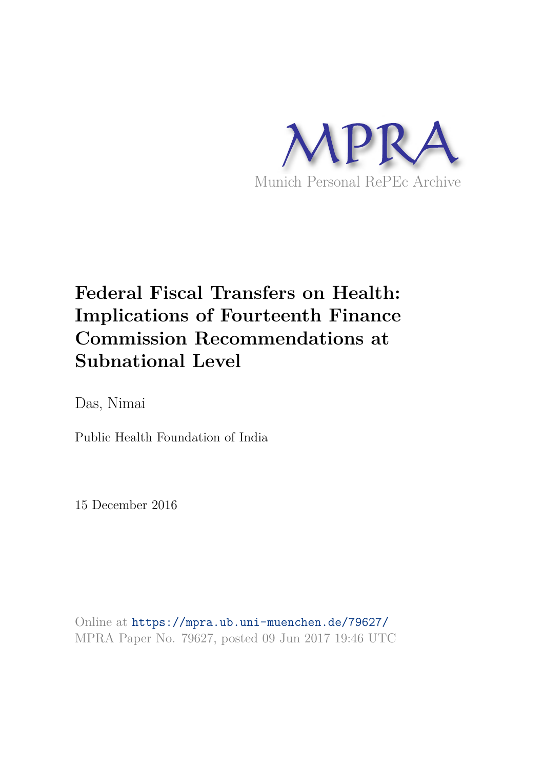MPRA

Munich Personal RePEc Archive

# Federal Fiscal Transfers on Health: Implications of Fourteenth Finance Commission Recommendations at Subnational Level

Das, Nimai

Public Health Foundation of India

15 December 2016

Online at https://mpra.ub.uni-muenchen.de/79627/
MPRA Paper No. 79627, posted 09 Jun 2017 19:46 UTC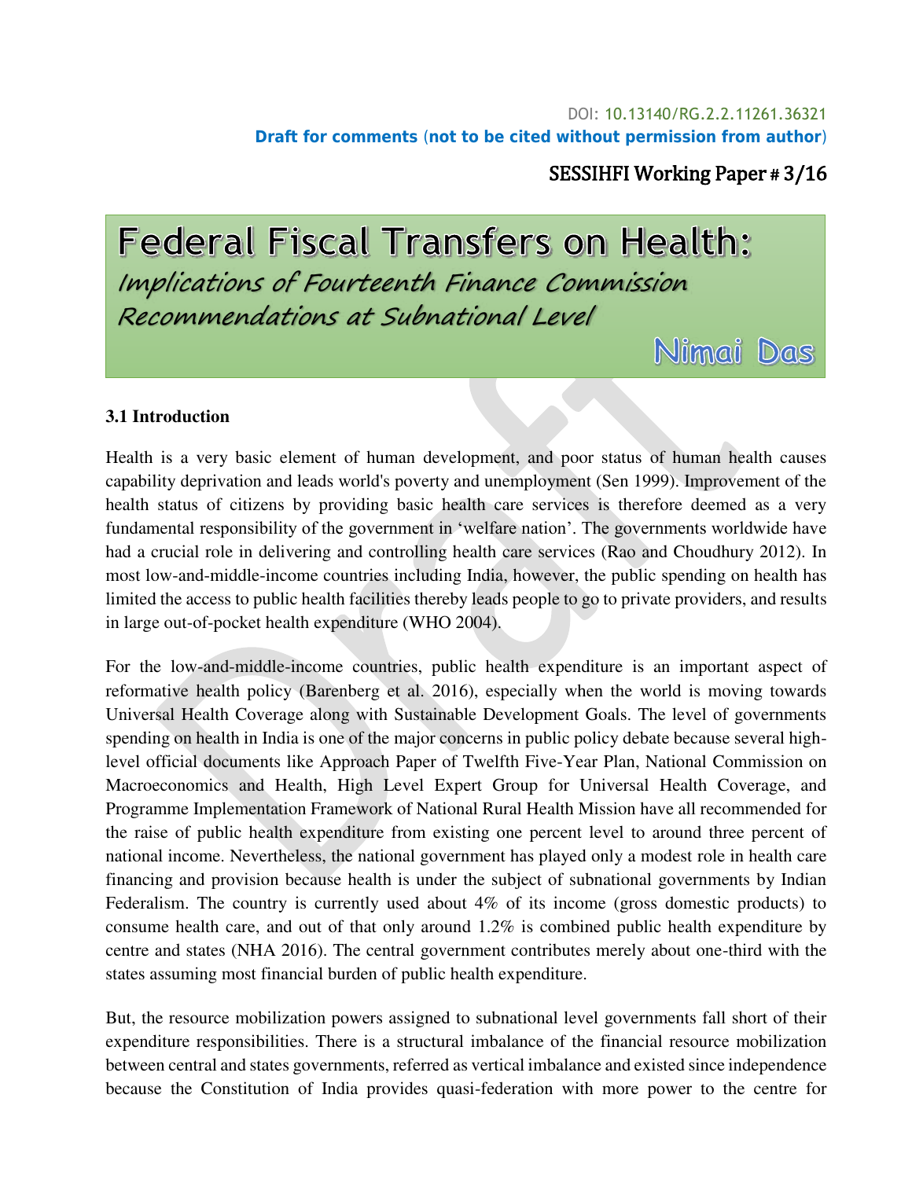DOI: 10.13140/RG.2.2.11261.36321

**Draft for comments (not to be cited without permission from author)**

SESSIHFI Working Paper # 3/16

# Federal Fiscal Transfers on Health:

## *Implications of Fourteenth Finance Commission Recommendations at Subnational Level*

**Nimai Das**

### 3.1 Introduction

Health is a very basic element of human development, and poor status of human health causes capability deprivation and leads world's poverty and unemployment (Sen 1999). Improvement of the health status of citizens by providing basic health care services is therefore deemed as a very fundamental responsibility of the government in 'welfare nation'. The governments worldwide have had a crucial role in delivering and controlling health care services (Rao and Choudhury 2012). In most low-and-middle-income countries including India, however, the public spending on health has limited the access to public health facilities thereby leads people to go to private providers, and results in large out-of-pocket health expenditure (WHO 2004).

For the low-and-middle-income countries, public health expenditure is an important aspect of reformative health policy (Barenberg et al. 2016), especially when the world is moving towards Universal Health Coverage along with Sustainable Development Goals. The level of governments spending on health in India is one of the major concerns in public policy debate because several high-level official documents like Approach Paper of Twelfth Five-Year Plan, National Commission on Macroeconomics and Health, High Level Expert Group for Universal Health Coverage, and Programme Implementation Framework of National Rural Health Mission have all recommended for the raise of public health expenditure from existing one percent level to around three percent of national income. Nevertheless, the national government has played only a modest role in health care financing and provision because health is under the subject of subnational governments by Indian Federalism. The country is currently used about 4% of its income (gross domestic products) to consume health care, and out of that only around 1.2% is combined public health expenditure by centre and states (NHA 2016). The central government contributes merely about one-third with the states assuming most financial burden of public health expenditure.

But, the resource mobilization powers assigned to subnational level governments fall short of their expenditure responsibilities. There is a structural imbalance of the financial resource mobilization between central and states governments, referred as vertical imbalance and existed since independence because the Constitution of India provides quasi-federation with more power to the centre for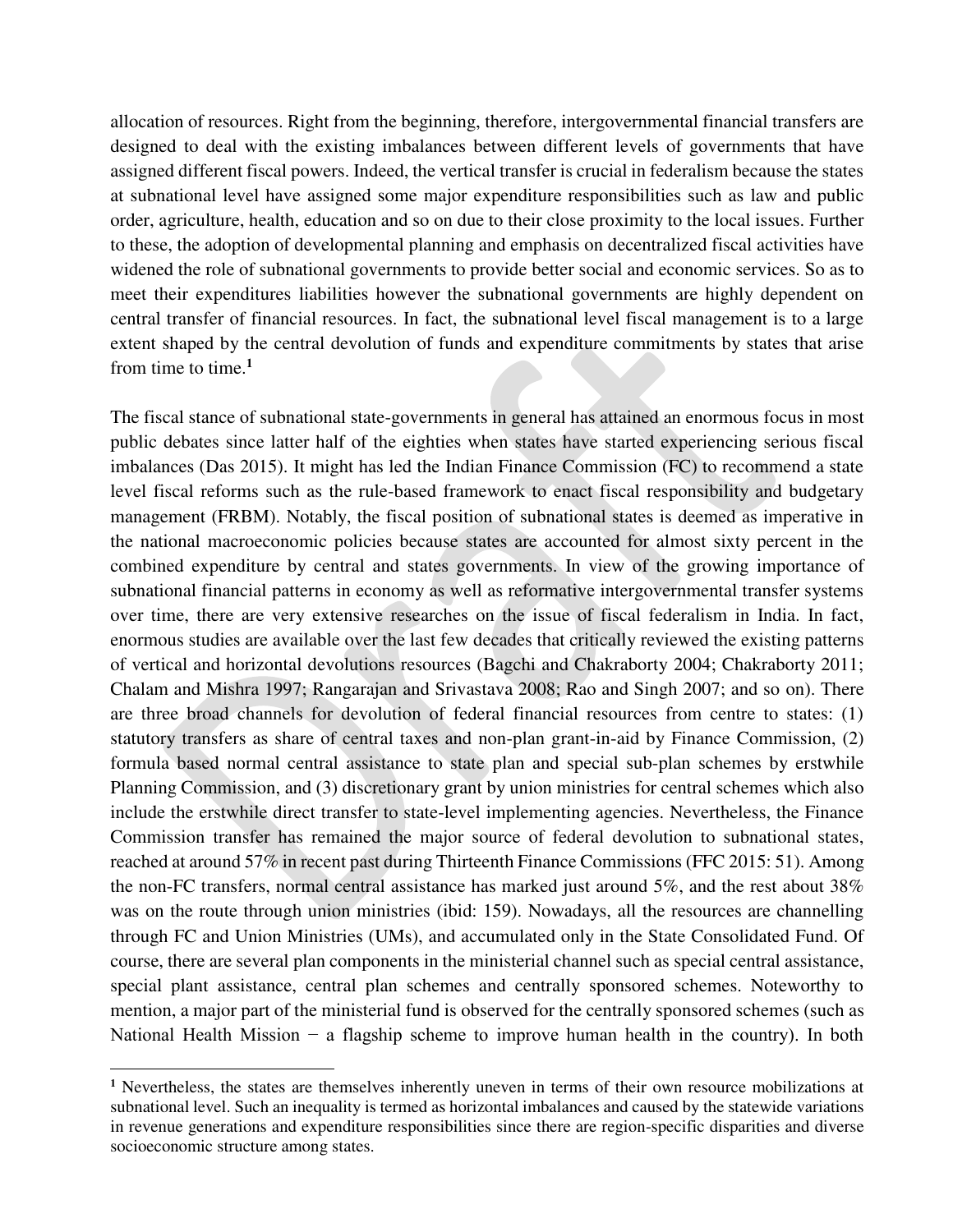allocation of resources. Right from the beginning, therefore, intergovernmental financial transfers are designed to deal with the existing imbalances between different levels of governments that have assigned different fiscal powers. Indeed, the vertical transfer is crucial in federalism because the states at subnational level have assigned some major expenditure responsibilities such as law and public order, agriculture, health, education and so on due to their close proximity to the local issues. Further to these, the adoption of developmental planning and emphasis on decentralized fiscal activities have widened the role of subnational governments to provide better social and economic services. So as to meet their expenditures liabilities however the subnational governments are highly dependent on central transfer of financial resources. In fact, the subnational level fiscal management is to a large extent shaped by the central devolution of funds and expenditure commitments by states that arise from time to time.[1]

The fiscal stance of subnational state-governments in general has attained an enormous focus in most public debates since latter half of the eighties when states have started experiencing serious fiscal imbalances (Das 2015). It might has led the Indian Finance Commission (FC) to recommend a state level fiscal reforms such as the rule-based framework to enact fiscal responsibility and budgetary management (FRBM). Notably, the fiscal position of subnational states is deemed as imperative in the national macroeconomic policies because states are accounted for almost sixty percent in the combined expenditure by central and states governments. In view of the growing importance of subnational financial patterns in economy as well as reformative intergovernmental transfer systems over time, there are very extensive researches on the issue of fiscal federalism in India. In fact, enormous studies are available over the last few decades that critically reviewed the existing patterns of vertical and horizontal devolutions resources (Bagchi and Chakraborty 2004; Chakraborty 2011; Chalam and Mishra 1997; Rangarajan and Srivastava 2008; Rao and Singh 2007; and so on). There are three broad channels for devolution of federal financial resources from centre to states: (1) statutory transfers as share of central taxes and non-plan grant-in-aid by Finance Commission, (2) formula based normal central assistance to state plan and special sub-plan schemes by erstwhile Planning Commission, and (3) discretionary grant by union ministries for central schemes which also include the erstwhile direct transfer to state-level implementing agencies. Nevertheless, the Finance Commission transfer has remained the major source of federal devolution to subnational states, reached at around 57% in recent past during Thirteenth Finance Commissions (FFC 2015: 51). Among the non-FC transfers, normal central assistance has marked just around 5%, and the rest about 38% was on the route through union ministries (ibid: 159). Nowadays, all the resources are channelling through FC and Union Ministries (UMs), and accumulated only in the State Consolidated Fund. Of course, there are several plan components in the ministerial channel such as special central assistance, special plant assistance, central plan schemes and centrally sponsored schemes. Noteworthy to mention, a major part of the ministerial fund is observed for the centrally sponsored schemes (such as National Health Mission − a flagship scheme to improve human health in the country). In both

[1] Nevertheless, the states are themselves inherently uneven in terms of their own resource mobilizations at subnational level. Such an inequality is termed as horizontal imbalances and caused by the statewide variations in revenue generations and expenditure responsibilities since there are region-specific disparities and diverse socioeconomic structure among states.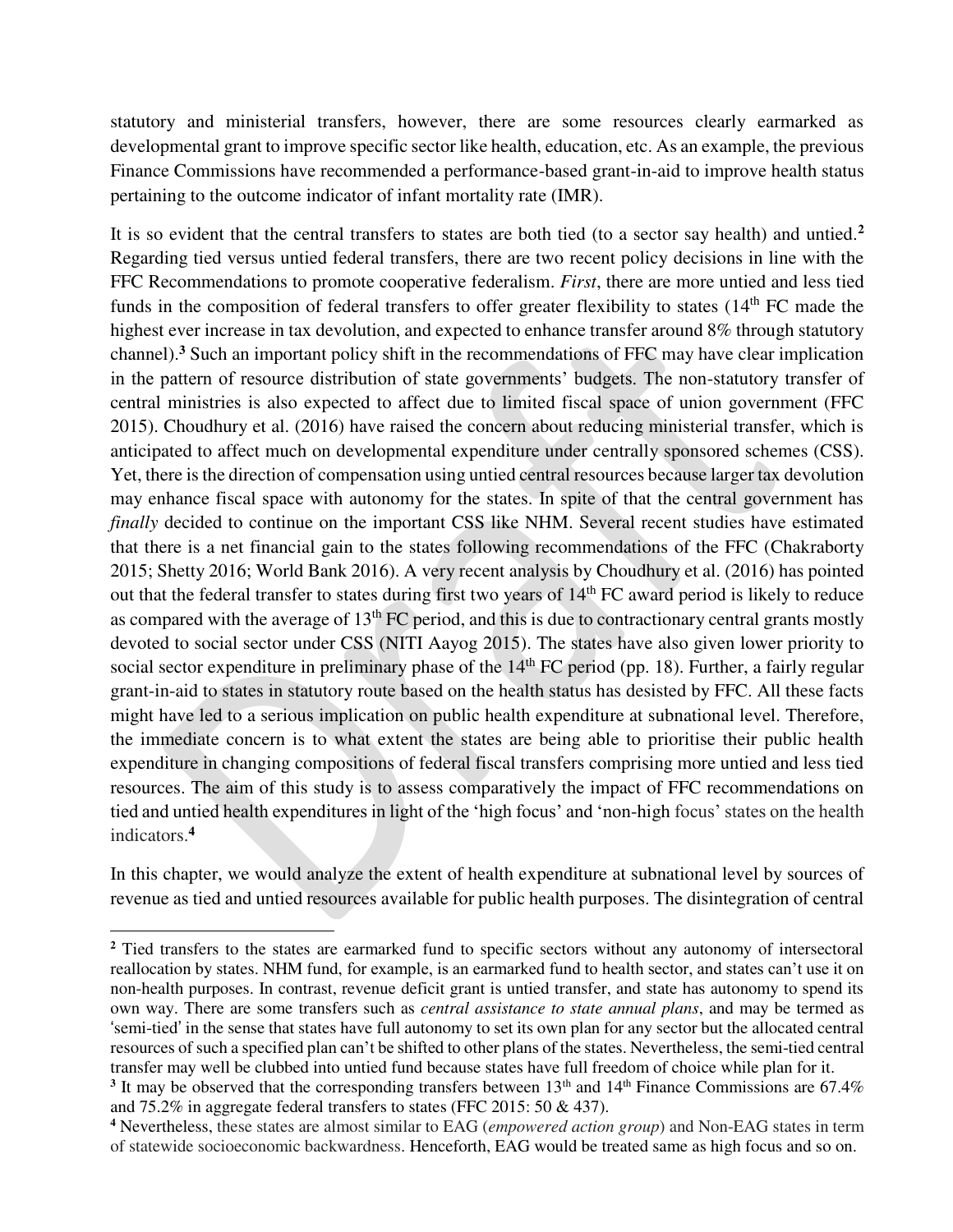statutory and ministerial transfers, however, there are some resources clearly earmarked as developmental grant to improve specific sector like health, education, etc. As an example, the previous Finance Commissions have recommended a performance-based grant-in-aid to improve health status pertaining to the outcome indicator of infant mortality rate (IMR).

It is so evident that the central transfers to states are both tied (to a sector say health) and untied.[2] Regarding tied versus untied federal transfers, there are two recent policy decisions in line with the FFC Recommendations to promote cooperative federalism. *First*, there are more untied and less tied funds in the composition of federal transfers to offer greater flexibility to states (14th FC made the highest ever increase in tax devolution, and expected to enhance transfer around 8% through statutory channel).[3] Such an important policy shift in the recommendations of FFC may have clear implication in the pattern of resource distribution of state governments' budgets. The non-statutory transfer of central ministries is also expected to affect due to limited fiscal space of union government (FFC 2015). Choudhury et al. (2016) have raised the concern about reducing ministerial transfer, which is anticipated to affect much on developmental expenditure under centrally sponsored schemes (CSS). Yet, there is the direction of compensation using untied central resources because larger tax devolution may enhance fiscal space with autonomy for the states. In spite of that the central government has *finally* decided to continue on the important CSS like NHM. Several recent studies have estimated that there is a net financial gain to the states following recommendations of the FFC (Chakraborty 2015; Shetty 2016; World Bank 2016). A very recent analysis by Choudhury et al. (2016) has pointed out that the federal transfer to states during first two years of 14th FC award period is likely to reduce as compared with the average of 13th FC period, and this is due to contractionary central grants mostly devoted to social sector under CSS (NITI Aayog 2015). The states have also given lower priority to social sector expenditure in preliminary phase of the 14th FC period (pp. 18). Further, a fairly regular grant-in-aid to states in statutory route based on the health status has desisted by FFC. All these facts might have led to a serious implication on public health expenditure at subnational level. Therefore, the immediate concern is to what extent the states are being able to prioritise their public health expenditure in changing compositions of federal fiscal transfers comprising more untied and less tied resources. The aim of this study is to assess comparatively the impact of FFC recommendations on tied and untied health expenditures in light of the 'high focus' and 'non-high focus' states on the health indicators.[4]

In this chapter, we would analyze the extent of health expenditure at subnational level by sources of revenue as tied and untied resources available for public health purposes. The disintegration of central

---

[2] Tied transfers to the states are earmarked fund to specific sectors without any autonomy of intersectoral reallocation by states. NHM fund, for example, is an earmarked fund to health sector, and states can't use it on non-health purposes. In contrast, revenue deficit grant is untied transfer, and state has autonomy to spend its own way. There are some transfers such as *central assistance to state annual plans*, and may be termed as 'semi-tied' in the sense that states have full autonomy to set its own plan for any sector but the allocated central resources of such a specified plan can't be shifted to other plans of the states. Nevertheless, the semi-tied central transfer may well be clubbed into untied fund because states have full freedom of choice while plan for it.

[3] It may be observed that the corresponding transfers between 13th and 14th Finance Commissions are 67.4% and 75.2% in aggregate federal transfers to states (FFC 2015: 50 & 437).

[4] Nevertheless, these states are almost similar to EAG (*empowered action group*) and Non-EAG states in term of statewide socioeconomic backwardness. Henceforth, EAG would be treated same as high focus and so on.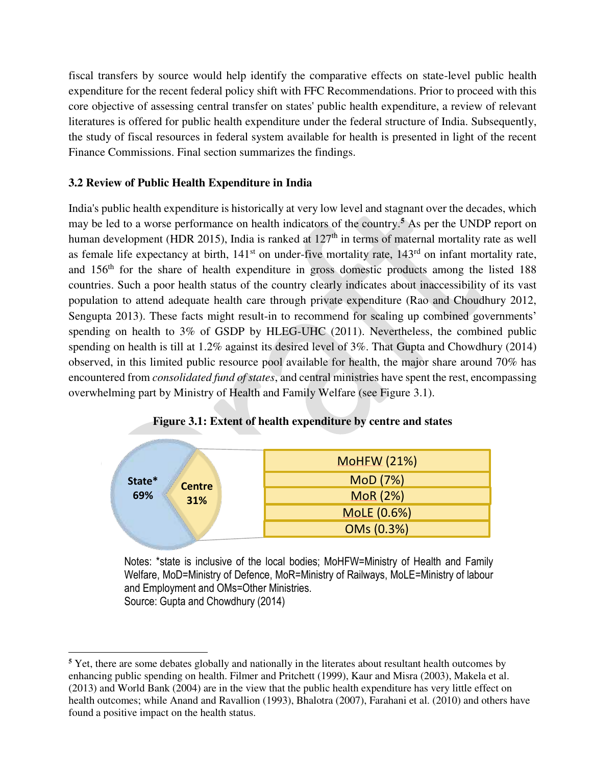fiscal transfers by source would help identify the comparative effects on state-level public health expenditure for the recent federal policy shift with FFC Recommendations. Prior to proceed with this core objective of assessing central transfer on states' public health expenditure, a review of relevant literatures is offered for public health expenditure under the federal structure of India. Subsequently, the study of fiscal resources in federal system available for health is presented in light of the recent Finance Commissions. Final section summarizes the findings.

### 3.2 Review of Public Health Expenditure in India

India's public health expenditure is historically at very low level and stagnant over the decades, which may be led to a worse performance on health indicators of the country.[5] As per the UNDP report on human development (HDR 2015), India is ranked at 127th in terms of maternal mortality rate as well as female life expectancy at birth, 141st on under-five mortality rate, 143rd on infant mortality rate, and 156th for the share of health expenditure in gross domestic products among the listed 188 countries. Such a poor health status of the country clearly indicates about inaccessibility of its vast population to attend adequate health care through private expenditure (Rao and Choudhury 2012, Sengupta 2013). These facts might result-in to recommend for scaling up combined governments' spending on health to 3% of GSDP by HLEG-UHC (2011). Nevertheless, the combined public spending on health is till at 1.2% against its desired level of 3%. That Gupta and Chowdhury (2014) observed, in this limited public resource pool available for health, the major share around 70% has encountered from *consolidated fund of states*, and central ministries have spent the rest, encompassing overwhelming part by Ministry of Health and Family Welfare (see Figure 3.1).

**Figure 3.1: Extent of health expenditure by centre and states**

| State* | Centre |
| --- | --- |
| 69% | 31% |

| Centre breakdown |
| --- |
| MoHFW (21%) |
| MoD (7%) |
| MoR (2%) |
| MoLE (0.6%) |
| OMs (0.3%) |

Notes: *state is inclusive of the local bodies; MoHFW=Ministry of Health and Family Welfare, MoD=Ministry of Defence, MoR=Ministry of Railways, MoLE=Ministry of labour and Employment and OMs=Other Ministries.
Source: Gupta and Chowdhury (2014)

---

[5] Yet, there are some debates globally and nationally in the literates about resultant health outcomes by enhancing public spending on health. Filmer and Pritchett (1999), Kaur and Misra (2003), Makela et al. (2013) and World Bank (2004) are in the view that the public health expenditure has very little effect on health outcomes; while Anand and Ravallion (1993), Bhalotra (2007), Farahani et al. (2010) and others have found a positive impact on the health status.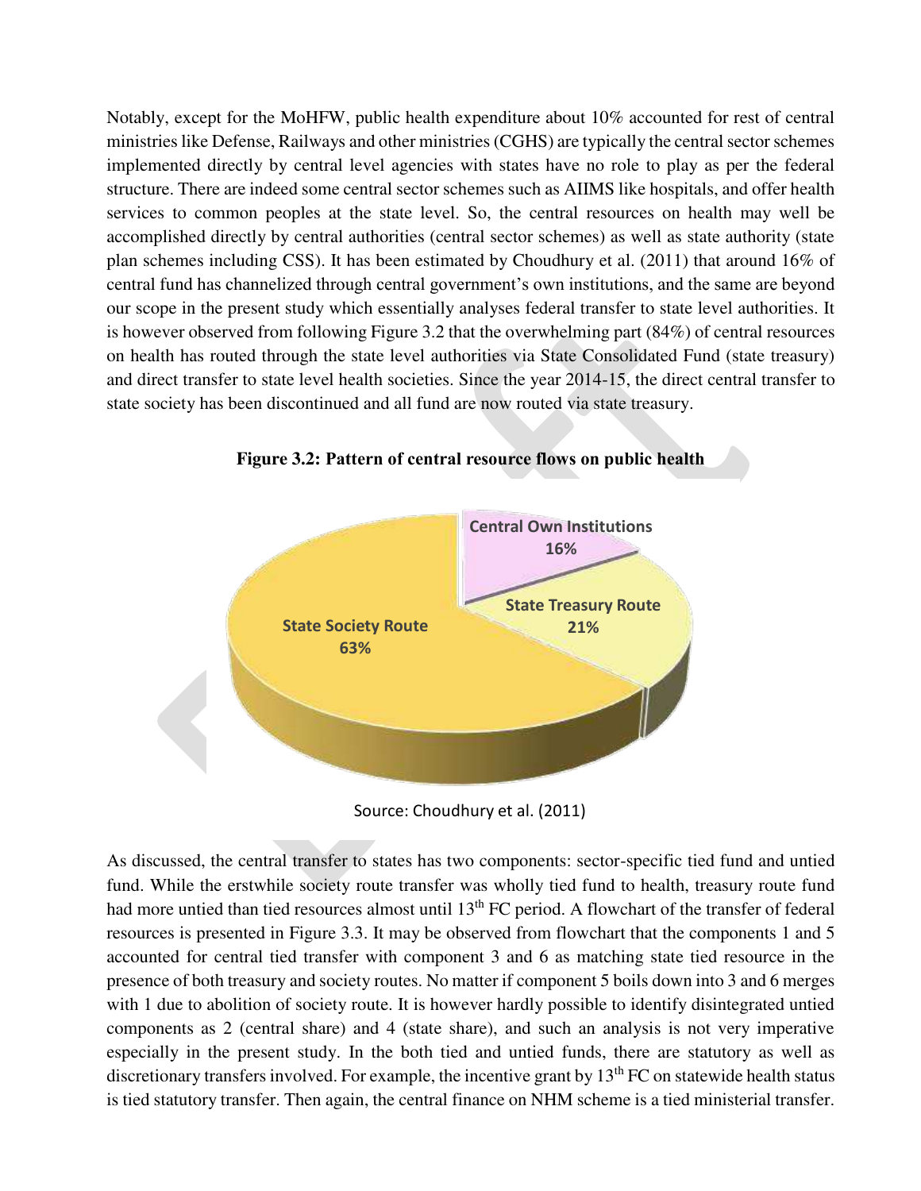Notably, except for the MoHFW, public health expenditure about 10% accounted for rest of central ministries like Defense, Railways and other ministries (CGHS) are typically the central sector schemes implemented directly by central level agencies with states have no role to play as per the federal structure. There are indeed some central sector schemes such as AIIMS like hospitals, and offer health services to common peoples at the state level. So, the central resources on health may well be accomplished directly by central authorities (central sector schemes) as well as state authority (state plan schemes including CSS). It has been estimated by Choudhury et al. (2011) that around 16% of central fund has channelized through central government's own institutions, and the same are beyond our scope in the present study which essentially analyses federal transfer to state level authorities. It is however observed from following Figure 3.2 that the overwhelming part (84%) of central resources on health has routed through the state level authorities via State Consolidated Fund (state treasury) and direct transfer to state level health societies. Since the year 2014-15, the direct central transfer to state society has been discontinued and all fund are now routed via state treasury.

**Figure 3.2: Pattern of central resource flows on public health**

| Route | Share |
| --- | --- |
| Central Own Institutions | 16% |
| State Treasury Route | 21% |
| State Society Route | 63% |

Source: Choudhury et al. (2011)

As discussed, the central transfer to states has two components: sector-specific tied fund and untied fund. While the erstwhile society route transfer was wholly tied fund to health, treasury route fund had more untied than tied resources almost until 13th FC period. A flowchart of the transfer of federal resources is presented in Figure 3.3. It may be observed from flowchart that the components 1 and 5 accounted for central tied transfer with component 3 and 6 as matching state tied resource in the presence of both treasury and society routes. No matter if component 5 boils down into 3 and 6 merges with 1 due to abolition of society route. It is however hardly possible to identify disintegrated untied components as 2 (central share) and 4 (state share), and such an analysis is not very imperative especially in the present study. In the both tied and untied funds, there are statutory as well as discretionary transfers involved. For example, the incentive grant by 13th FC on statewide health status is tied statutory transfer. Then again, the central finance on NHM scheme is a tied ministerial transfer.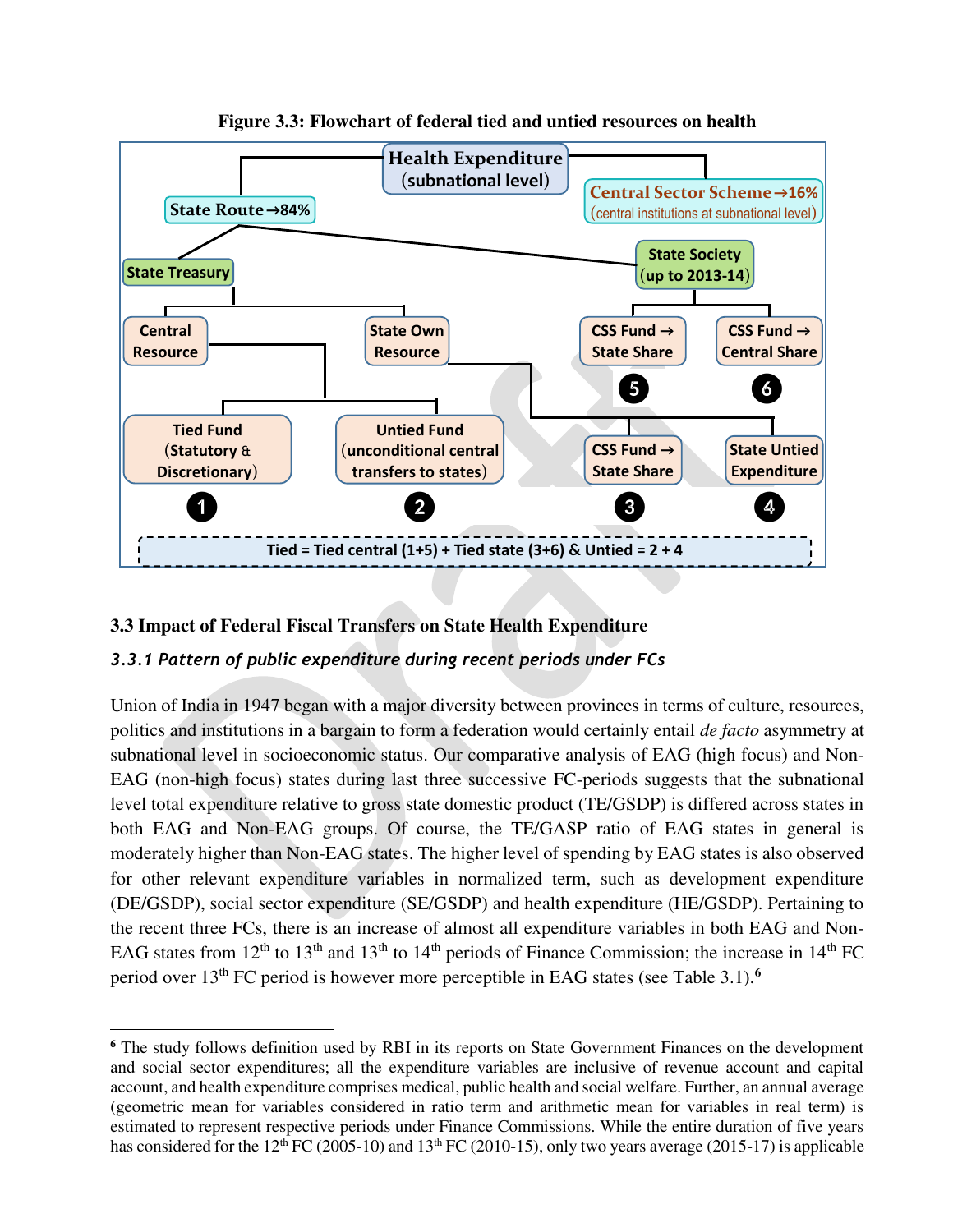**Figure 3.3: Flowchart of federal tied and untied resources on health**

Health Expenditure (subnational level)

State Route→84%

Central Sector Scheme→16% (central institutions at subnational level)

State Treasury

State Society (up to 2013-14)

Central Resource

State Own Resource

CSS Fund → State Share

CSS Fund → Central Share

Tied Fund (Statutory & Discretionary) ❶

Untied Fund (unconditional central transfers to states) ❷

CSS Fund → State Share ❸

State Untied Expenditure ❹

❺ ❻

Tied = Tied central (1+5) + Tied state (3+6) & Untied = 2 + 4

## 3.3 Impact of Federal Fiscal Transfers on State Health Expenditure

### *3.3.1 Pattern of public expenditure during recent periods under FCs*

Union of India in 1947 began with a major diversity between provinces in terms of culture, resources, politics and institutions in a bargain to form a federation would certainly entail *de facto* asymmetry at subnational level in socioeconomic status. Our comparative analysis of EAG (high focus) and Non-EAG (non-high focus) states during last three successive FC-periods suggests that the subnational level total expenditure relative to gross state domestic product (TE/GSDP) is differed across states in both EAG and Non-EAG groups. Of course, the TE/GASP ratio of EAG states in general is moderately higher than Non-EAG states. The higher level of spending by EAG states is also observed for other relevant expenditure variables in normalized term, such as development expenditure (DE/GSDP), social sector expenditure (SE/GSDP) and health expenditure (HE/GSDP). Pertaining to the recent three FCs, there is an increase of almost all expenditure variables in both EAG and Non-EAG states from 12th to 13th and 13th to 14th periods of Finance Commission; the increase in 14th FC period over 13th FC period is however more perceptible in EAG states (see Table 3.1).[6]

---

[6] The study follows definition used by RBI in its reports on State Government Finances on the development and social sector expenditures; all the expenditure variables are inclusive of revenue account and capital account, and health expenditure comprises medical, public health and social welfare. Further, an annual average (geometric mean for variables considered in ratio term and arithmetic mean for variables in real term) is estimated to represent respective periods under Finance Commissions. While the entire duration of five years has considered for the 12th FC (2005-10) and 13th FC (2010-15), only two years average (2015-17) is applicable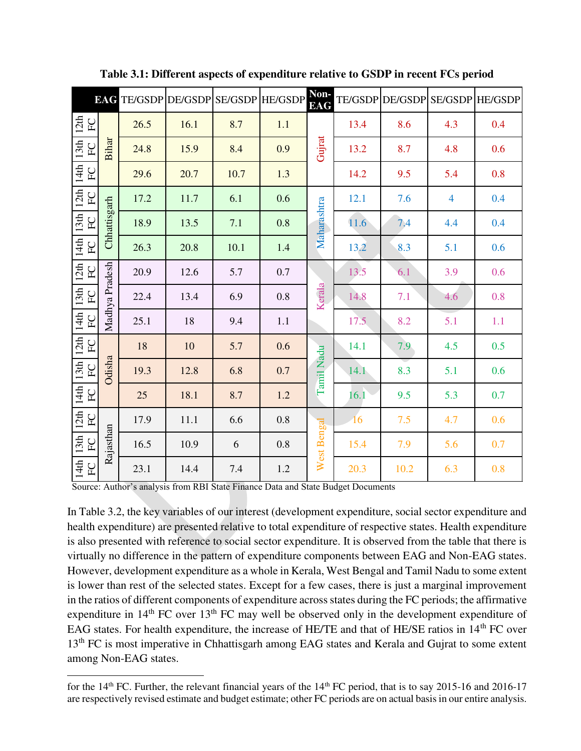**Table 3.1: Different aspects of expenditure relative to GSDP in recent FCs period**

| | EAG | TE/GSDP | DE/GSDP | SE/GSDP | HE/GSDP | Non-EAG | TE/GSDP | DE/GSDP | SE/GSDP | HE/GSDP |
|---|---|---|---|---|---|---|---|---|---|---|
| 12th FC | Bihar | 26.5 | 16.1 | 8.7 | 1.1 | Gujrat | 13.4 | 8.6 | 4.3 | 0.4 |
| 13th FC | | 24.8 | 15.9 | 8.4 | 0.9 | | 13.2 | 8.7 | 4.8 | 0.6 |
| 14th FC | | 29.6 | 20.7 | 10.7 | 1.3 | | 14.2 | 9.5 | 5.4 | 0.8 |
| 12th FC | Chhattisgarh | 17.2 | 11.7 | 6.1 | 0.6 | Maharashtra | 12.1 | 7.6 | 4 | 0.4 |
| 13th FC | | 18.9 | 13.5 | 7.1 | 0.8 | | 11.6 | 7.4 | 4.4 | 0.4 |
| 14th FC | | 26.3 | 20.8 | 10.1 | 1.4 | | 13.2 | 8.3 | 5.1 | 0.6 |
| 12th FC | Madhya Pradesh | 20.9 | 12.6 | 5.7 | 0.7 | Kerala | 13.5 | 6.1 | 3.9 | 0.6 |
| 13th FC | | 22.4 | 13.4 | 6.9 | 0.8 | | 14.8 | 7.1 | 4.6 | 0.8 |
| 14th FC | | 25.1 | 18 | 9.4 | 1.1 | | 17.5 | 8.2 | 5.1 | 1.1 |
| 12th FC | Odisha | 18 | 10 | 5.7 | 0.6 | Tamil Nadu | 14.1 | 7.9 | 4.5 | 0.5 |
| 13th FC | | 19.3 | 12.8 | 6.8 | 0.7 | | 14.1 | 8.3 | 5.1 | 0.6 |
| 14th FC | | 25 | 18.1 | 8.7 | 1.2 | | 16.1 | 9.5 | 5.3 | 0.7 |
| 12th FC | Rajasthan | 17.9 | 11.1 | 6.6 | 0.8 | West Bengal | 16 | 7.5 | 4.7 | 0.6 |
| 13th FC | | 16.5 | 10.9 | 6 | 0.8 | | 15.4 | 7.9 | 5.6 | 0.7 |
| 14th FC | | 23.1 | 14.4 | 7.4 | 1.2 | | 20.3 | 10.2 | 6.3 | 0.8 |

Source: Author's analysis from RBI State Finance Data and State Budget Documents

In Table 3.2, the key variables of our interest (development expenditure, social sector expenditure and health expenditure) are presented relative to total expenditure of respective states. Health expenditure is also presented with reference to social sector expenditure. It is observed from the table that there is virtually no difference in the pattern of expenditure components between EAG and Non-EAG states. However, development expenditure as a whole in Kerala, West Bengal and Tamil Nadu to some extent is lower than rest of the selected states. Except for a few cases, there is just a marginal improvement in the ratios of different components of expenditure across states during the FC periods; the affirmative expenditure in 14th FC over 13th FC may well be observed only in the development expenditure of EAG states. For health expenditure, the increase of HE/TE and that of HE/SE ratios in 14th FC over 13th FC is most imperative in Chhattisgarh among EAG states and Kerala and Gujrat to some extent among Non-EAG states.

---

for the 14th FC. Further, the relevant financial years of the 14th FC period, that is to say 2015-16 and 2016-17 are respectively revised estimate and budget estimate; other FC periods are on actual basis in our entire analysis.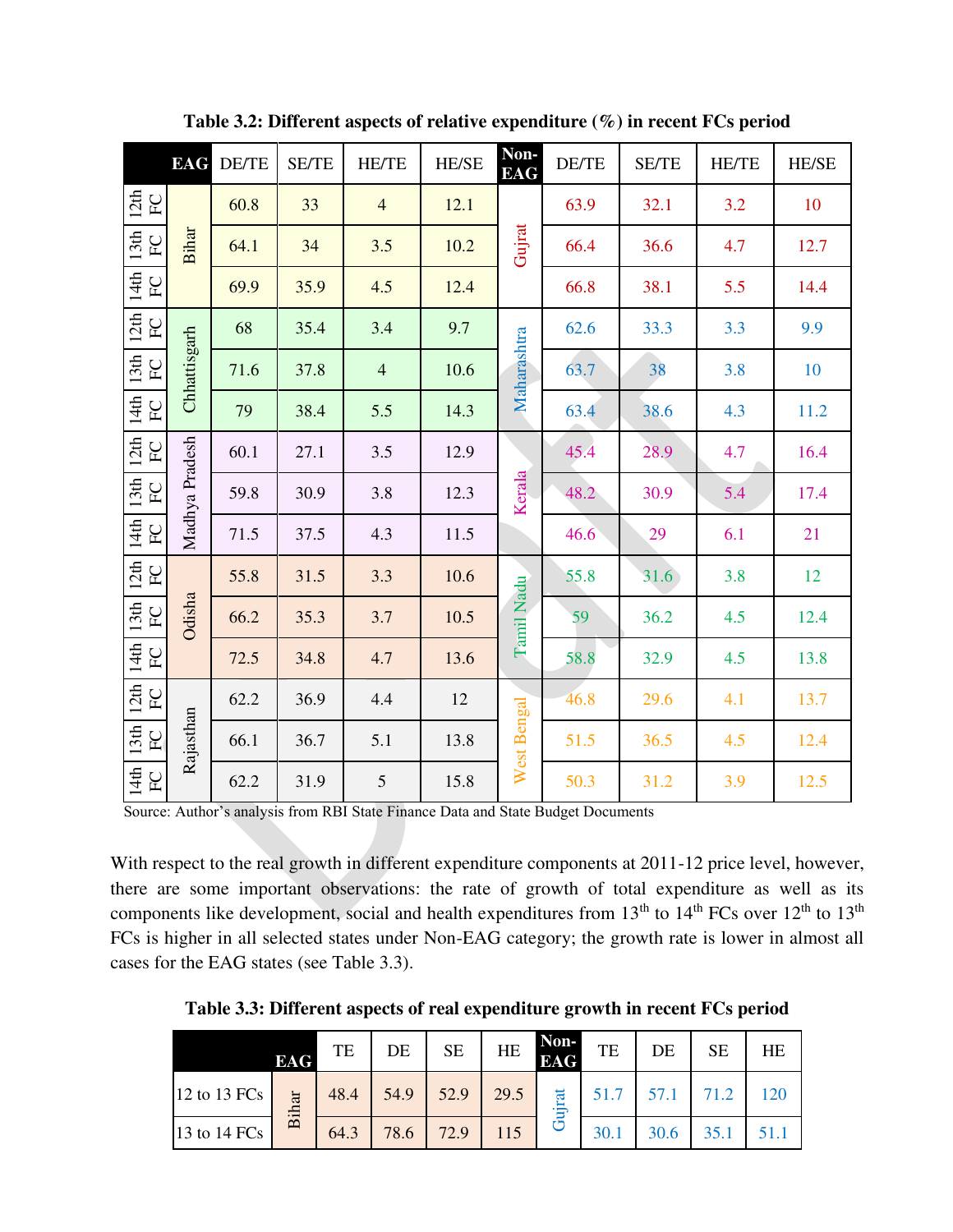**Table 3.2: Different aspects of relative expenditure (%) in recent FCs period**

| | EAG | DE/TE | SE/TE | HE/TE | HE/SE | Non-EAG | DE/TE | SE/TE | HE/TE | HE/SE |
|---|---|---|---|---|---|---|---|---|---|---|
| 12th FC | Bihar | 60.8 | 33 | 4 | 12.1 | Gujrat | 63.9 | 32.1 | 3.2 | 10 |
| 13th FC | | 64.1 | 34 | 3.5 | 10.2 | | 66.4 | 36.6 | 4.7 | 12.7 |
| 14th FC | | 69.9 | 35.9 | 4.5 | 12.4 | | 66.8 | 38.1 | 5.5 | 14.4 |
| 12th FC | Chhattisgarh | 68 | 35.4 | 3.4 | 9.7 | Maharashtra | 62.6 | 33.3 | 3.3 | 9.9 |
| 13th FC | | 71.6 | 37.8 | 4 | 10.6 | | 63.7 | 38 | 3.8 | 10 |
| 14th FC | | 79 | 38.4 | 5.5 | 14.3 | | 63.4 | 38.6 | 4.3 | 11.2 |
| 12th FC | Madhya Pradesh | 60.1 | 27.1 | 3.5 | 12.9 | Kerala | 45.4 | 28.9 | 4.7 | 16.4 |
| 13th FC | | 59.8 | 30.9 | 3.8 | 12.3 | | 48.2 | 30.9 | 5.4 | 17.4 |
| 14th FC | | 71.5 | 37.5 | 4.3 | 11.5 | | 46.6 | 29 | 6.1 | 21 |
| 12th FC | Odisha | 55.8 | 31.5 | 3.3 | 10.6 | Tamil Nadu | 55.8 | 31.6 | 3.8 | 12 |
| 13th FC | | 66.2 | 35.3 | 3.7 | 10.5 | | 59 | 36.2 | 4.5 | 12.4 |
| 14th FC | | 72.5 | 34.8 | 4.7 | 13.6 | | 58.8 | 32.9 | 4.5 | 13.8 |
| 12th FC | Rajasthan | 62.2 | 36.9 | 4.4 | 12 | West Bengal | 46.8 | 29.6 | 4.1 | 13.7 |
| 13th FC | | 66.1 | 36.7 | 5.1 | 13.8 | | 51.5 | 36.5 | 4.5 | 12.4 |
| 14th FC | | 62.2 | 31.9 | 5 | 15.8 | | 50.3 | 31.2 | 3.9 | 12.5 |

Source: Author's analysis from RBI State Finance Data and State Budget Documents

With respect to the real growth in different expenditure components at 2011-12 price level, however, there are some important observations: the rate of growth of total expenditure as well as its components like development, social and health expenditures from 13th to 14th FCs over 12th to 13th FCs is higher in all selected states under Non-EAG category; the growth rate is lower in almost all cases for the EAG states (see Table 3.3).

**Table 3.3: Different aspects of real expenditure growth in recent FCs period**

| | EAG | TE | DE | SE | HE | Non-EAG | TE | DE | SE | HE |
|---|---|---|---|---|---|---|---|---|---|---|
| 12 to 13 FCs | Bihar | 48.4 | 54.9 | 52.9 | 29.5 | Gujrat | 51.7 | 57.1 | 71.2 | 120 |
| 13 to 14 FCs | | 64.3 | 78.6 | 72.9 | 115 | | 30.1 | 30.6 | 35.1 | 51.1 |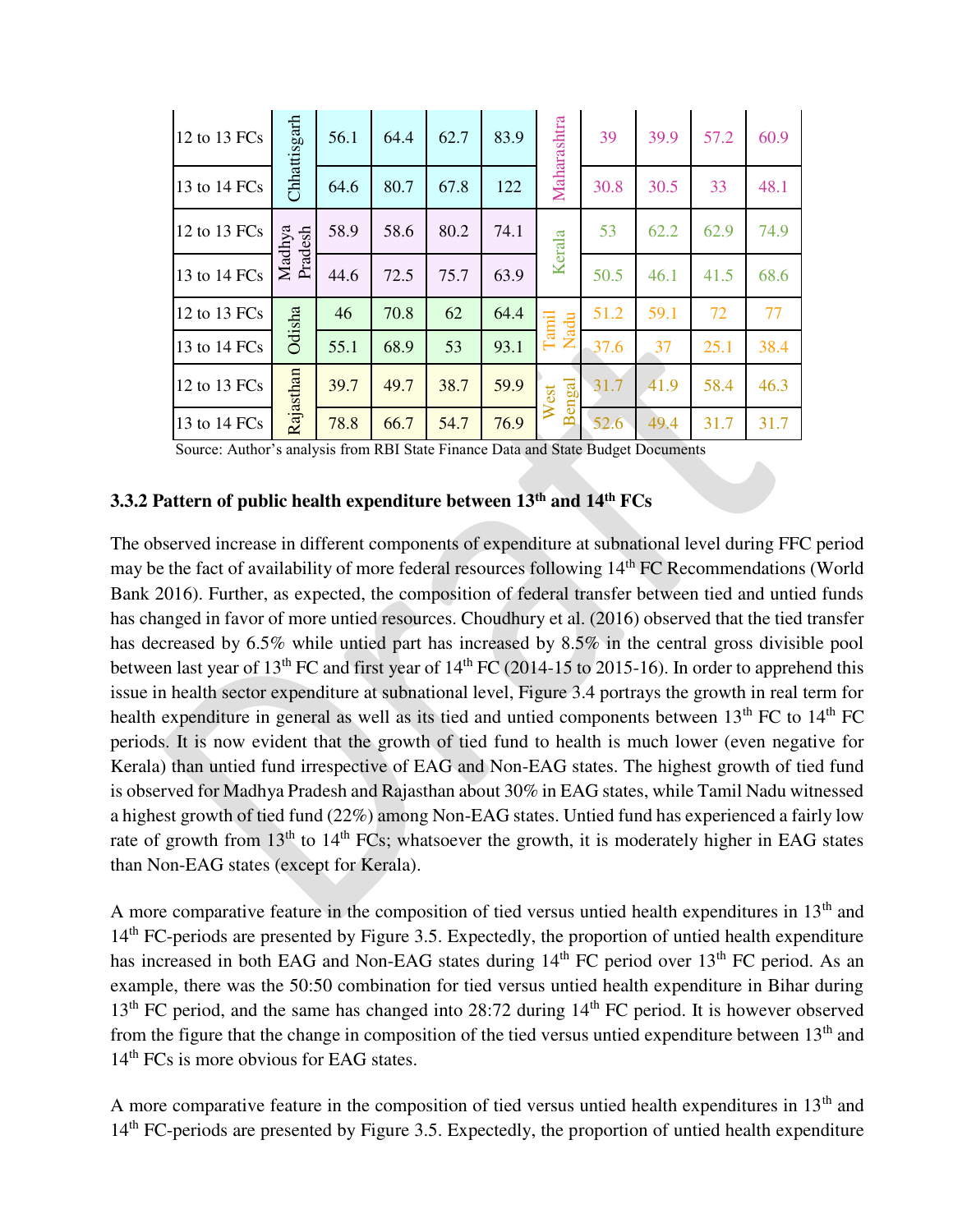| 12 to 13 FCs | Chhattisgarh | 56.1 | 64.4 | 62.7 | 83.9 | Maharashtra | 39 | 39.9 | 57.2 | 60.9 |
|---|---|---|---|---|---|---|---|---|---|---|
| 13 to 14 FCs | | 64.6 | 80.7 | 67.8 | 122 | | 30.8 | 30.5 | 33 | 48.1 |
| 12 to 13 FCs | Madhya Pradesh | 58.9 | 58.6 | 80.2 | 74.1 | Kerala | 53 | 62.2 | 62.9 | 74.9 |
| 13 to 14 FCs | | 44.6 | 72.5 | 75.7 | 63.9 | | 50.5 | 46.1 | 41.5 | 68.6 |
| 12 to 13 FCs | Odisha | 46 | 70.8 | 62 | 64.4 | Tamil Nadu | 51.2 | 59.1 | 72 | 77 |
| 13 to 14 FCs | | 55.1 | 68.9 | 53 | 93.1 | | 37.6 | 37 | 25.1 | 38.4 |
| 12 to 13 FCs | Rajasthan | 39.7 | 49.7 | 38.7 | 59.9 | West Bengal | 31.7 | 41.9 | 58.4 | 46.3 |
| 13 to 14 FCs | | 78.8 | 66.7 | 54.7 | 76.9 | | 52.6 | 49.4 | 31.7 | 31.7 |

Source: Author's analysis from RBI State Finance Data and State Budget Documents

### 3.3.2 Pattern of public health expenditure between 13th and 14th FCs

The observed increase in different components of expenditure at subnational level during FFC period may be the fact of availability of more federal resources following 14th FC Recommendations (World Bank 2016). Further, as expected, the composition of federal transfer between tied and untied funds has changed in favor of more untied resources. Choudhury et al. (2016) observed that the tied transfer has decreased by 6.5% while untied part has increased by 8.5% in the central gross divisible pool between last year of 13th FC and first year of 14th FC (2014-15 to 2015-16). In order to apprehend this issue in health sector expenditure at subnational level, Figure 3.4 portrays the growth in real term for health expenditure in general as well as its tied and untied components between 13th FC to 14th FC periods. It is now evident that the growth of tied fund to health is much lower (even negative for Kerala) than untied fund irrespective of EAG and Non-EAG states. The highest growth of tied fund is observed for Madhya Pradesh and Rajasthan about 30% in EAG states, while Tamil Nadu witnessed a highest growth of tied fund (22%) among Non-EAG states. Untied fund has experienced a fairly low rate of growth from 13th to 14th FCs; whatsoever the growth, it is moderately higher in EAG states than Non-EAG states (except for Kerala).

A more comparative feature in the composition of tied versus untied health expenditures in 13th and 14th FC-periods are presented by Figure 3.5. Expectedly, the proportion of untied health expenditure has increased in both EAG and Non-EAG states during 14th FC period over 13th FC period. As an example, there was the 50:50 combination for tied versus untied health expenditure in Bihar during 13th FC period, and the same has changed into 28:72 during 14th FC period. It is however observed from the figure that the change in composition of the tied versus untied expenditure between 13th and 14th FCs is more obvious for EAG states.

A more comparative feature in the composition of tied versus untied health expenditures in 13th and 14th FC-periods are presented by Figure 3.5. Expectedly, the proportion of untied health expenditure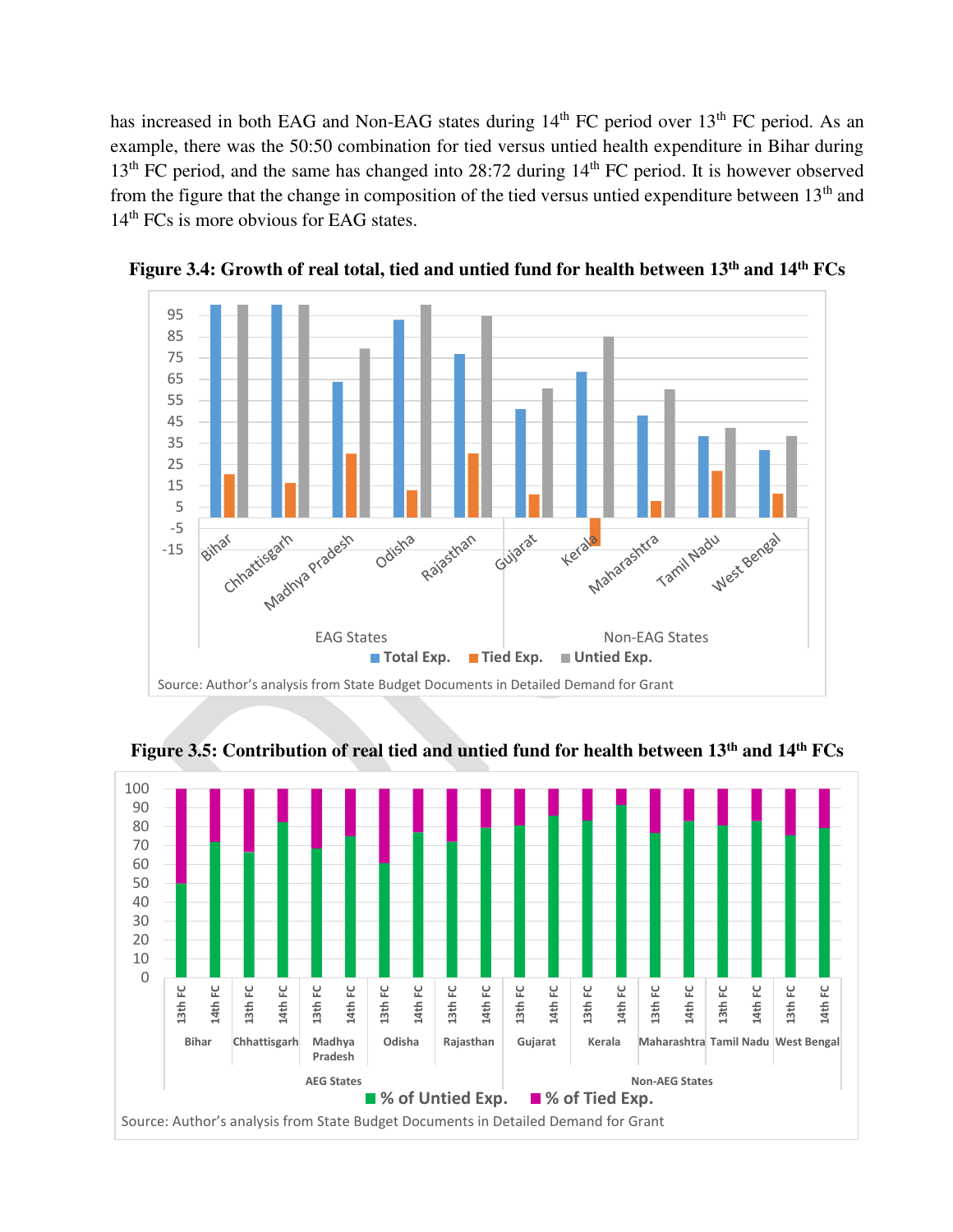has increased in both EAG and Non-EAG states during 14th FC period over 13th FC period. As an example, there was the 50:50 combination for tied versus untied health expenditure in Bihar during 13th FC period, and the same has changed into 28:72 during 14th FC period. It is however observed from the figure that the change in composition of the tied versus untied expenditure between 13th and 14th FCs is more obvious for EAG states.

**Figure 3.4: Growth of real total, tied and untied fund for health between 13th and 14th FCs**

Source: Author's analysis from State Budget Documents in Detailed Demand for Grant

**Figure 3.5: Contribution of real tied and untied fund for health between 13th and 14th FCs**

Source: Author's analysis from State Budget Documents in Detailed Demand for Grant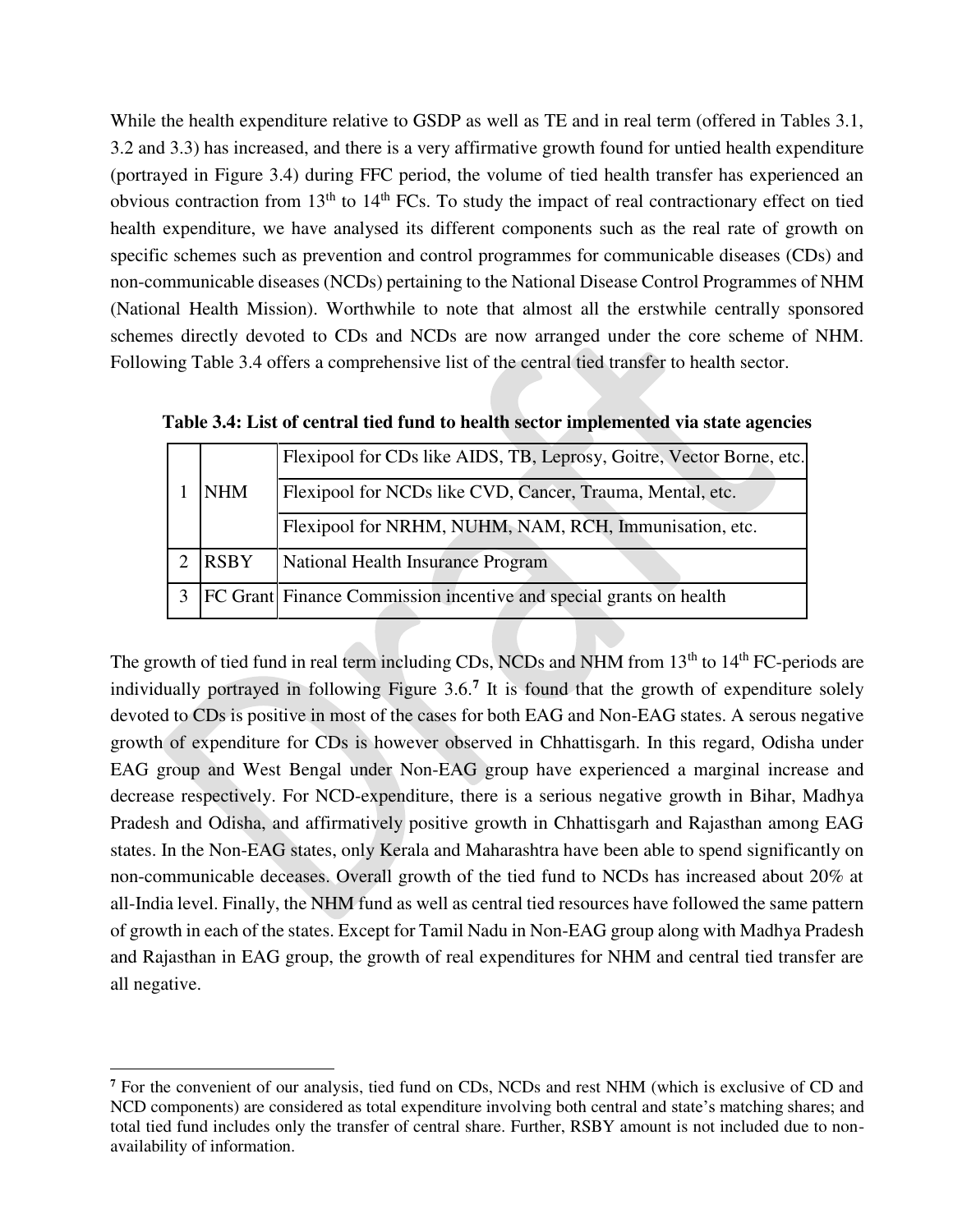While the health expenditure relative to GSDP as well as TE and in real term (offered in Tables 3.1, 3.2 and 3.3) has increased, and there is a very affirmative growth found for untied health expenditure (portrayed in Figure 3.4) during FFC period, the volume of tied health transfer has experienced an obvious contraction from 13th to 14th FCs. To study the impact of real contractionary effect on tied health expenditure, we have analysed its different components such as the real rate of growth on specific schemes such as prevention and control programmes for communicable diseases (CDs) and non-communicable diseases (NCDs) pertaining to the National Disease Control Programmes of NHM (National Health Mission). Worthwhile to note that almost all the erstwhile centrally sponsored schemes directly devoted to CDs and NCDs are now arranged under the core scheme of NHM. Following Table 3.4 offers a comprehensive list of the central tied transfer to health sector.

**Table 3.4: List of central tied fund to health sector implemented via state agencies**

| | | |
|---|---|---|
| 1 | NHM | Flexipool for CDs like AIDS, TB, Leprosy, Goitre, Vector Borne, etc. |
| | | Flexipool for NCDs like CVD, Cancer, Trauma, Mental, etc. |
| | | Flexipool for NRHM, NUHM, NAM, RCH, Immunisation, etc. |
| 2 | RSBY | National Health Insurance Program |
| 3 | FC Grant | Finance Commission incentive and special grants on health |

The growth of tied fund in real term including CDs, NCDs and NHM from 13th to 14th FC-periods are individually portrayed in following Figure 3.6.[7] It is found that the growth of expenditure solely devoted to CDs is positive in most of the cases for both EAG and Non-EAG states. A serous negative growth of expenditure for CDs is however observed in Chhattisgarh. In this regard, Odisha under EAG group and West Bengal under Non-EAG group have experienced a marginal increase and decrease respectively. For NCD-expenditure, there is a serious negative growth in Bihar, Madhya Pradesh and Odisha, and affirmatively positive growth in Chhattisgarh and Rajasthan among EAG states. In the Non-EAG states, only Kerala and Maharashtra have been able to spend significantly on non-communicable deceases. Overall growth of the tied fund to NCDs has increased about 20% at all-India level. Finally, the NHM fund as well as central tied resources have followed the same pattern of growth in each of the states. Except for Tamil Nadu in Non-EAG group along with Madhya Pradesh and Rajasthan in EAG group, the growth of real expenditures for NHM and central tied transfer are all negative.

[7] For the convenient of our analysis, tied fund on CDs, NCDs and rest NHM (which is exclusive of CD and NCD components) are considered as total expenditure involving both central and state's matching shares; and total tied fund includes only the transfer of central share. Further, RSBY amount is not included due to non-availability of information.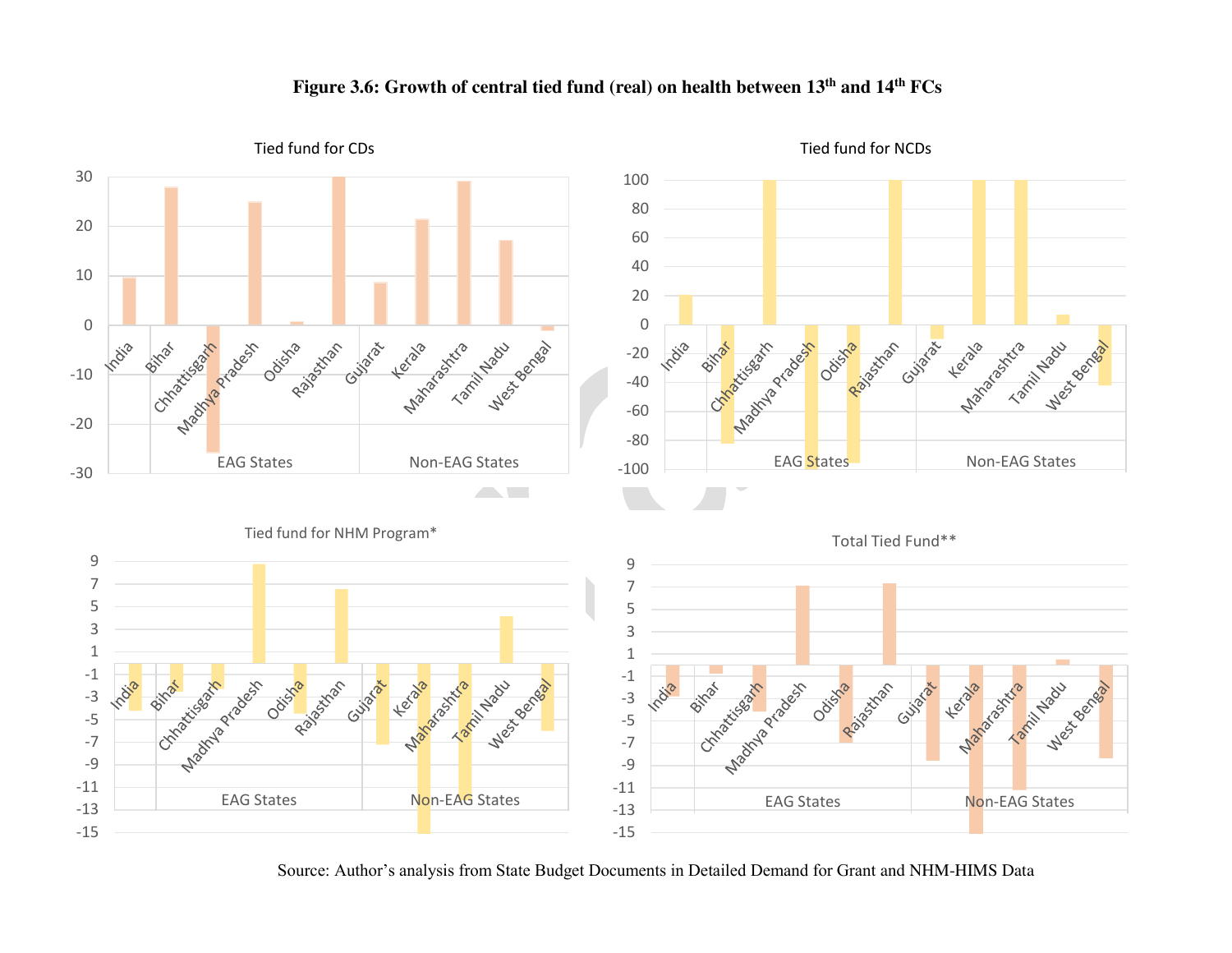**Figure 3.6: Growth of central tied fund (real) on health between 13th and 14th FCs**

Source: Author's analysis from State Budget Documents in Detailed Demand for Grant and NHM-HIMS Data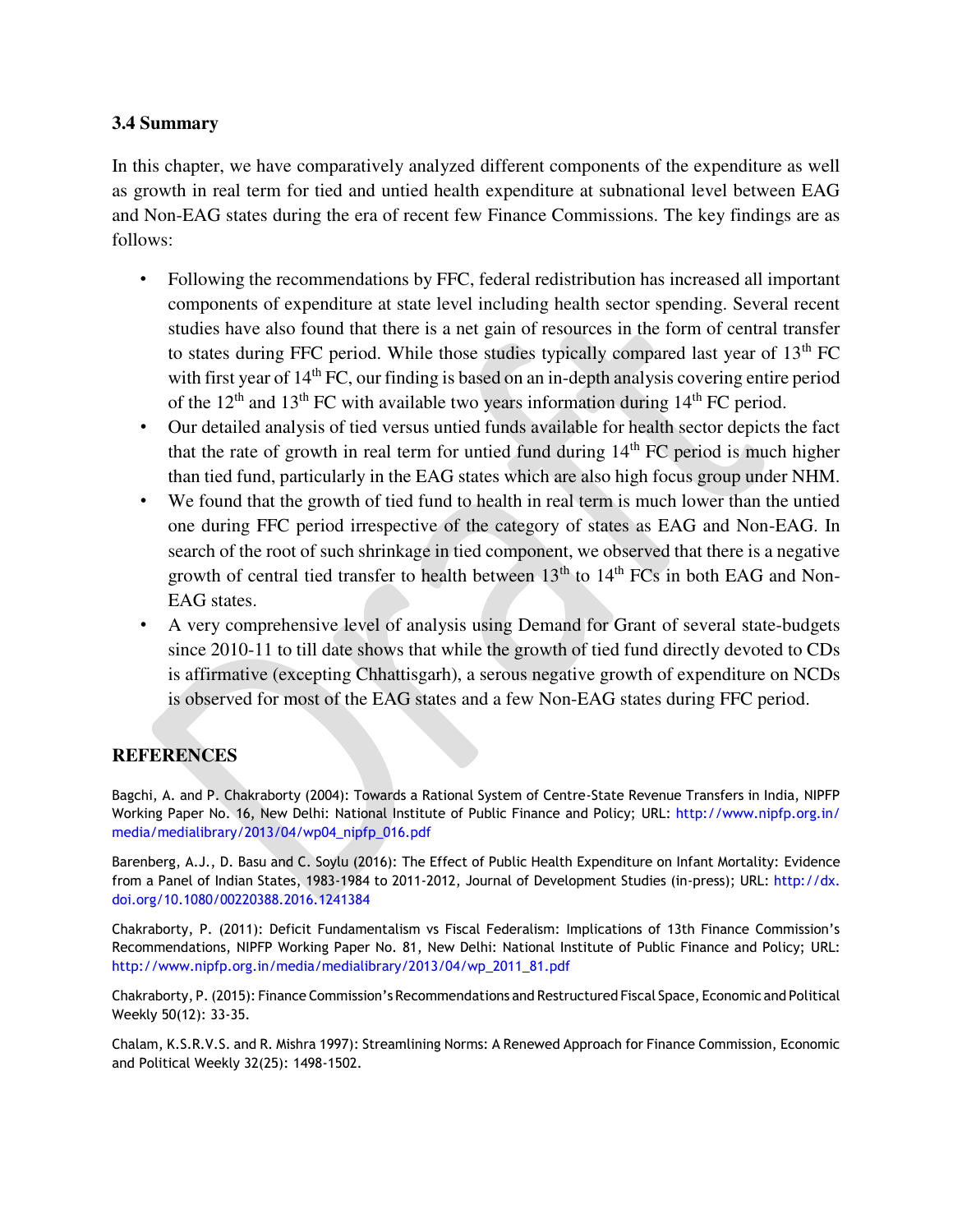### 3.4 Summary

In this chapter, we have comparatively analyzed different components of the expenditure as well as growth in real term for tied and untied health expenditure at subnational level between EAG and Non-EAG states during the era of recent few Finance Commissions. The key findings are as follows:

- Following the recommendations by FFC, federal redistribution has increased all important components of expenditure at state level including health sector spending. Several recent studies have also found that there is a net gain of resources in the form of central transfer to states during FFC period. While those studies typically compared last year of 13th FC with first year of 14th FC, our finding is based on an in-depth analysis covering entire period of the 12th and 13th FC with available two years information during 14th FC period.
- Our detailed analysis of tied versus untied funds available for health sector depicts the fact that the rate of growth in real term for untied fund during 14th FC period is much higher than tied fund, particularly in the EAG states which are also high focus group under NHM.
- We found that the growth of tied fund to health in real term is much lower than the untied one during FFC period irrespective of the category of states as EAG and Non-EAG. In search of the root of such shrinkage in tied component, we observed that there is a negative growth of central tied transfer to health between 13th to 14th FCs in both EAG and Non-EAG states.
- A very comprehensive level of analysis using Demand for Grant of several state-budgets since 2010-11 to till date shows that while the growth of tied fund directly devoted to CDs is affirmative (excepting Chhattisgarh), a serous negative growth of expenditure on NCDs is observed for most of the EAG states and a few Non-EAG states during FFC period.

## REFERENCES

Bagchi, A. and P. Chakraborty (2004): Towards a Rational System of Centre-State Revenue Transfers in India, NIPFP Working Paper No. 16, New Delhi: National Institute of Public Finance and Policy; URL: http://www.nipfp.org.in/media/medialibrary/2013/04/wp04_nipfp_016.pdf

Barenberg, A.J., D. Basu and C. Soylu (2016): The Effect of Public Health Expenditure on Infant Mortality: Evidence from a Panel of Indian States, 1983-1984 to 2011-2012, Journal of Development Studies (in-press); URL: http://dx.doi.org/10.1080/00220388.2016.1241384

Chakraborty, P. (2011): Deficit Fundamentalism vs Fiscal Federalism: Implications of 13th Finance Commission's Recommendations, NIPFP Working Paper No. 81, New Delhi: National Institute of Public Finance and Policy; URL: http://www.nipfp.org.in/media/medialibrary/2013/04/wp_2011_81.pdf

Chakraborty, P. (2015): Finance Commission's Recommendations and Restructured Fiscal Space, Economic and Political Weekly 50(12): 33-35.

Chalam, K.S.R.V.S. and R. Mishra 1997): Streamlining Norms: A Renewed Approach for Finance Commission, Economic and Political Weekly 32(25): 1498-1502.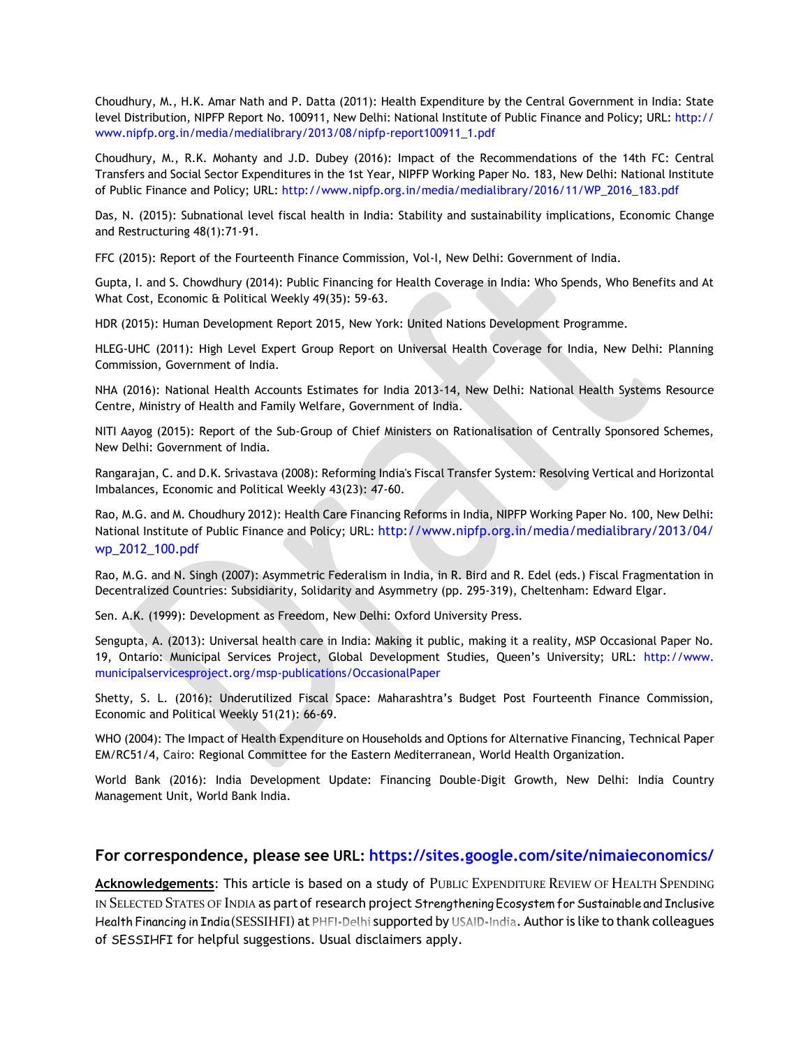Choudhury, M., H.K. Amar Nath and P. Datta (2011): Health Expenditure by the Central Government in India: State level Distribution, NIPFP Report No. 100911, New Delhi: National Institute of Public Finance and Policy; URL: http://www.nipfp.org.in/media/medialibrary/2013/08/nipfp-report100911_1.pdf

Choudhury, M., R.K. Mohanty and J.D. Dubey (2016): Impact of the Recommendations of the 14th FC: Central Transfers and Social Sector Expenditures in the 1st Year, NIPFP Working Paper No. 183, New Delhi: National Institute of Public Finance and Policy; URL: http://www.nipfp.org.in/media/medialibrary/2016/11/WP_2016_183.pdf

Das, N. (2015): Subnational level fiscal health in India: Stability and sustainability implications, Economic Change and Restructuring 48(1):71-91.

FFC (2015): Report of the Fourteenth Finance Commission, Vol-I, New Delhi: Government of India.

Gupta, I. and S. Chowdhury (2014): Public Financing for Health Coverage in India: Who Spends, Who Benefits and At What Cost, Economic & Political Weekly 49(35): 59-63.

HDR (2015): Human Development Report 2015, New York: United Nations Development Programme.

HLEG-UHC (2011): High Level Expert Group Report on Universal Health Coverage for India, New Delhi: Planning Commission, Government of India.

NHA (2016): National Health Accounts Estimates for India 2013-14, New Delhi: National Health Systems Resource Centre, Ministry of Health and Family Welfare, Government of India.

NITI Aayog (2015): Report of the Sub-Group of Chief Ministers on Rationalisation of Centrally Sponsored Schemes, New Delhi: Government of India.

Rangarajan, C. and D.K. Srivastava (2008): Reforming India's Fiscal Transfer System: Resolving Vertical and Horizontal Imbalances, Economic and Political Weekly 43(23): 47-60.

Rao, M.G. and M. Choudhury 2012): Health Care Financing Reforms in India, NIPFP Working Paper No. 100, New Delhi: National Institute of Public Finance and Policy; URL: http://www.nipfp.org.in/media/medialibrary/2013/04/wp_2012_100.pdf

Rao, M.G. and N. Singh (2007): Asymmetric Federalism in India, in R. Bird and R. Edel (eds.) Fiscal Fragmentation in Decentralized Countries: Subsidiarity, Solidarity and Asymmetry (pp. 295-319), Cheltenham: Edward Elgar.

Sen. A.K. (1999): Development as Freedom, New Delhi: Oxford University Press.

Sengupta, A. (2013): Universal health care in India: Making it public, making it a reality, MSP Occasional Paper No. 19, Ontario: Municipal Services Project, Global Development Studies, Queen's University; URL: http://www.municipalservicesproject.org/msp-publications/OccasionalPaper

Shetty, S. L. (2016): Underutilized Fiscal Space: Maharashtra's Budget Post Fourteenth Finance Commission, Economic and Political Weekly 51(21): 66-69.

WHO (2004): The Impact of Health Expenditure on Households and Options for Alternative Financing, Technical Paper EM/RC51/4, Cairo: Regional Committee for the Eastern Mediterranean, World Health Organization.

World Bank (2016): India Development Update: Financing Double-Digit Growth, New Delhi: India Country Management Unit, World Bank India.

## For correspondence, please see URL: https://sites.google.com/site/nimaieconomics/

**Acknowledgements**: This article is based on a study of PUBLIC EXPENDITURE REVIEW OF HEALTH SPENDING IN SELECTED STATES OF INDIA as part of research project Strengthening Ecosystem for Sustainable and Inclusive Health Financing in India (SESSIHFI) at PHFI-Delhi supported by USAID-India. Author is like to thank colleagues of SESSIHFI for helpful suggestions. Usual disclaimers apply.